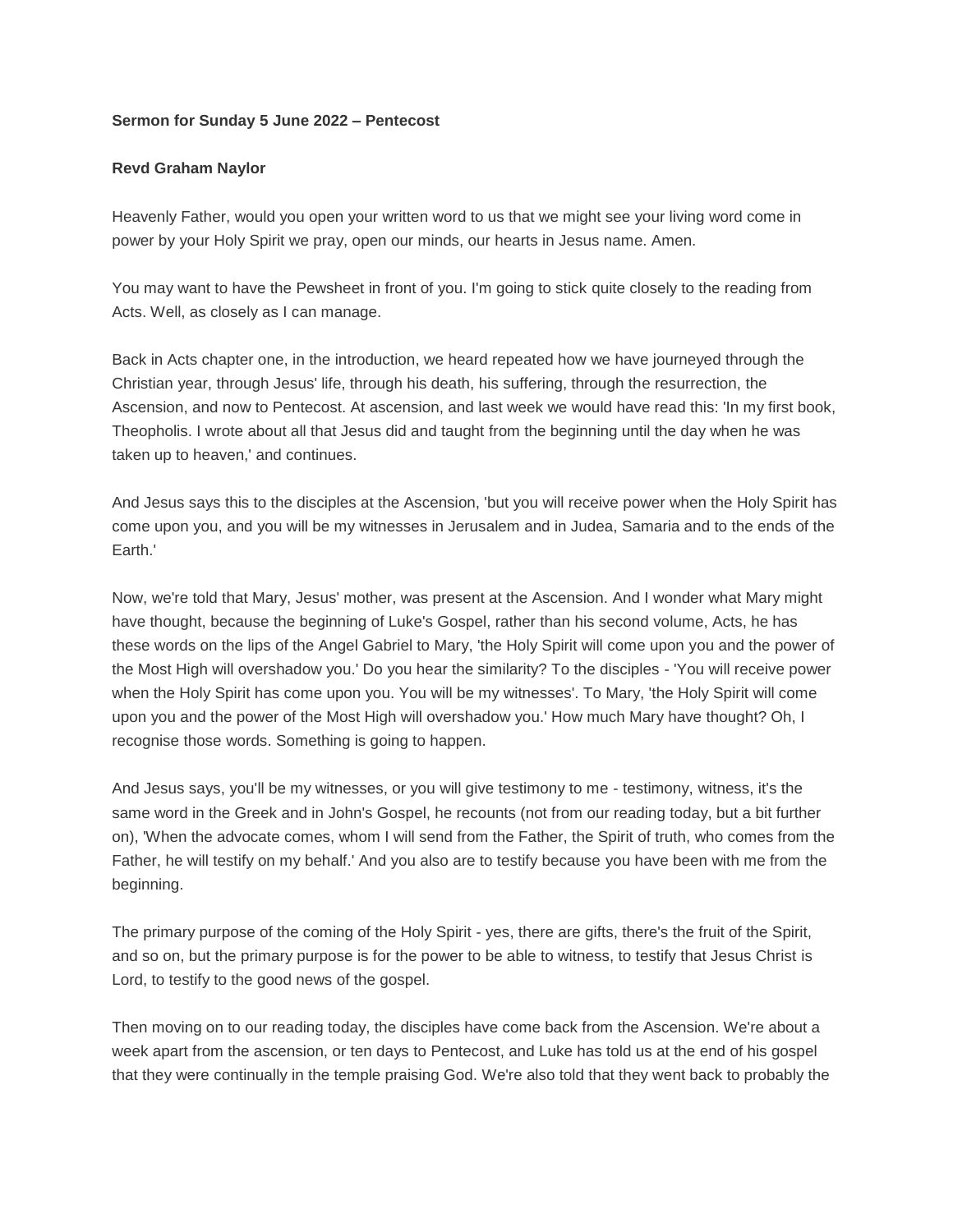**Sermon for Sunday 5 June 2022 – Pentecost**

**Revd Graham Naylor**

Heavenly Father, would you open your written word to us that we might see your living word come in power by your Holy Spirit we pray, open our minds, our hearts in Jesus name. Amen.

You may want to have the Pewsheet in front of you. I'm going to stick quite closely to the reading from Acts. Well, as closely as I can manage.

Back in Acts chapter one, in the introduction, we heard repeated how we have journeyed through the Christian year, through Jesus' life, through his death, his suffering, through the resurrection, the Ascension, and now to Pentecost. At ascension, and last week we would have read this: 'In my first book, Theopholis. I wrote about all that Jesus did and taught from the beginning until the day when he was taken up to heaven,' and continues.

And Jesus says this to the disciples at the Ascension, 'but you will receive power when the Holy Spirit has come upon you, and you will be my witnesses in Jerusalem and in Judea, Samaria and to the ends of the Earth.'

Now, we're told that Mary, Jesus' mother, was present at the Ascension. And I wonder what Mary might have thought, because the beginning of Luke's Gospel, rather than his second volume, Acts, he has these words on the lips of the Angel Gabriel to Mary, 'the Holy Spirit will come upon you and the power of the Most High will overshadow you.' Do you hear the similarity? To the disciples - 'You will receive power when the Holy Spirit has come upon you. You will be my witnesses'. To Mary, 'the Holy Spirit will come upon you and the power of the Most High will overshadow you.' How much Mary have thought? Oh, I recognise those words. Something is going to happen.

And Jesus says, you'll be my witnesses, or you will give testimony to me - testimony, witness, it's the same word in the Greek and in John's Gospel, he recounts (not from our reading today, but a bit further on), 'When the advocate comes, whom I will send from the Father, the Spirit of truth, who comes from the Father, he will testify on my behalf.' And you also are to testify because you have been with me from the beginning.

The primary purpose of the coming of the Holy Spirit - yes, there are gifts, there's the fruit of the Spirit, and so on, but the primary purpose is for the power to be able to witness, to testify that Jesus Christ is Lord, to testify to the good news of the gospel.

Then moving on to our reading today, the disciples have come back from the Ascension. We're about a week apart from the ascension, or ten days to Pentecost, and Luke has told us at the end of his gospel that they were continually in the temple praising God. We're also told that they went back to probably the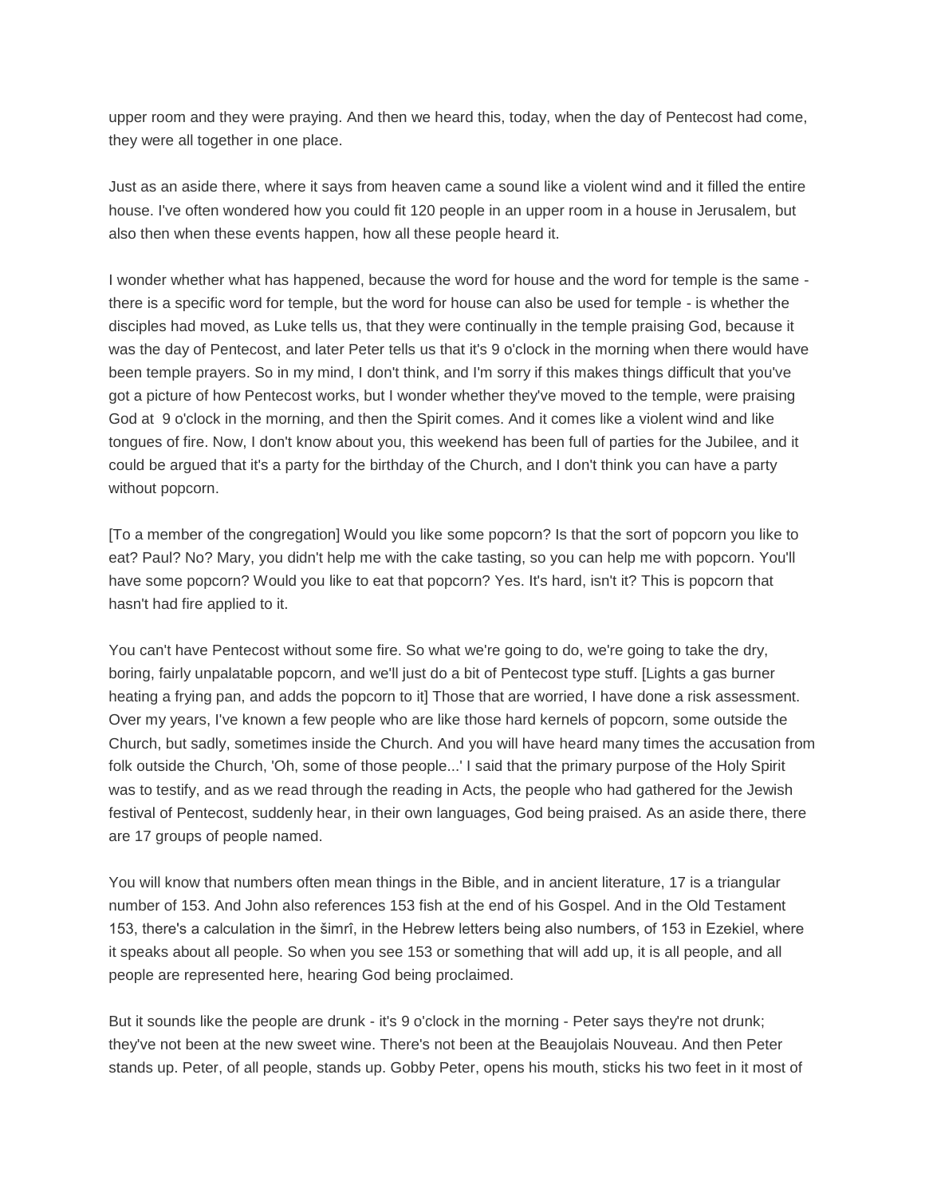upper room and they were praying. And then we heard this, today, when the day of Pentecost had come, they were all together in one place.

Just as an aside there, where it says from heaven came a sound like a violent wind and it filled the entire house. I've often wondered how you could fit 120 people in an upper room in a house in Jerusalem, but also then when these events happen, how all these people heard it.

I wonder whether what has happened, because the word for house and the word for temple is the same - there is a specific word for temple, but the word for house can also be used for temple - is whether the disciples had moved, as Luke tells us, that they were continually in the temple praising God, because it was the day of Pentecost, and later Peter tells us that it's 9 o'clock in the morning when there would have been temple prayers. So in my mind, I don't think, and I'm sorry if this makes things difficult that you've got a picture of how Pentecost works, but I wonder whether they've moved to the temple, were praising God at 9 o'clock in the morning, and then the Spirit comes. And it comes like a violent wind and like tongues of fire. Now, I don't know about you, this weekend has been full of parties for the Jubilee, and it could be argued that it's a party for the birthday of the Church, and I don't think you can have a party without popcorn.

[To a member of the congregation] Would you like some popcorn? Is that the sort of popcorn you like to eat? Paul? No? Mary, you didn't help me with the cake tasting, so you can help me with popcorn. You'll have some popcorn? Would you like to eat that popcorn? Yes. It's hard, isn't it? This is popcorn that hasn't had fire applied to it.

You can't have Pentecost without some fire. So what we're going to do, we're going to take the dry, boring, fairly unpalatable popcorn, and we'll just do a bit of Pentecost type stuff. [Lights a gas burner heating a frying pan, and adds the popcorn to it] Those that are worried, I have done a risk assessment. Over my years, I've known a few people who are like those hard kernels of popcorn, some outside the Church, but sadly, sometimes inside the Church. And you will have heard many times the accusation from folk outside the Church, 'Oh, some of those people...' I said that the primary purpose of the Holy Spirit was to testify, and as we read through the reading in Acts, the people who had gathered for the Jewish festival of Pentecost, suddenly hear, in their own languages, God being praised. As an aside there, there are 17 groups of people named.

You will know that numbers often mean things in the Bible, and in ancient literature, 17 is a triangular number of 153. And John also references 153 fish at the end of his Gospel. And in the Old Testament 153, there's a calculation in the šimrî, in the Hebrew letters being also numbers, of 153 in Ezekiel, where it speaks about all people. So when you see 153 or something that will add up, it is all people, and all people are represented here, hearing God being proclaimed.

But it sounds like the people are drunk - it's 9 o'clock in the morning - Peter says they're not drunk; they've not been at the new sweet wine. There's not been at the Beaujolais Nouveau. And then Peter stands up. Peter, of all people, stands up. Gobby Peter, opens his mouth, sticks his two feet in it most of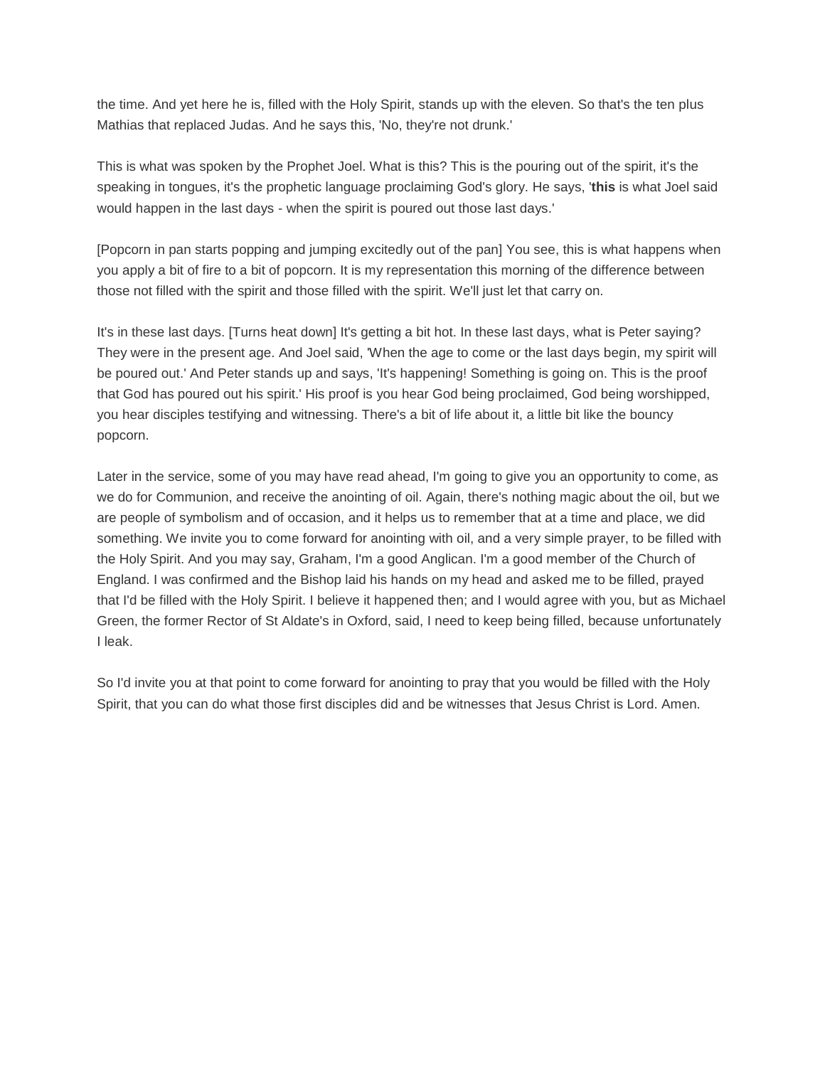the time. And yet here he is, filled with the Holy Spirit, stands up with the eleven. So that's the ten plus Mathias that replaced Judas. And he says this, 'No, they're not drunk.'

This is what was spoken by the Prophet Joel. What is this? This is the pouring out of the spirit, it's the speaking in tongues, it's the prophetic language proclaiming God's glory. He says, '**this** is what Joel said would happen in the last days - when the spirit is poured out those last days.'

[Popcorn in pan starts popping and jumping excitedly out of the pan] You see, this is what happens when you apply a bit of fire to a bit of popcorn. It is my representation this morning of the difference between those not filled with the spirit and those filled with the spirit. We'll just let that carry on.

It's in these last days. [Turns heat down] It's getting a bit hot. In these last days, what is Peter saying? They were in the present age. And Joel said, 'When the age to come or the last days begin, my spirit will be poured out.' And Peter stands up and says, 'It's happening! Something is going on. This is the proof that God has poured out his spirit.' His proof is you hear God being proclaimed, God being worshipped, you hear disciples testifying and witnessing. There's a bit of life about it, a little bit like the bouncy popcorn.

Later in the service, some of you may have read ahead, I'm going to give you an opportunity to come, as we do for Communion, and receive the anointing of oil. Again, there's nothing magic about the oil, but we are people of symbolism and of occasion, and it helps us to remember that at a time and place, we did something. We invite you to come forward for anointing with oil, and a very simple prayer, to be filled with the Holy Spirit. And you may say, Graham, I'm a good Anglican. I'm a good member of the Church of England. I was confirmed and the Bishop laid his hands on my head and asked me to be filled, prayed that I'd be filled with the Holy Spirit. I believe it happened then; and I would agree with you, but as Michael Green, the former Rector of St Aldate's in Oxford, said, I need to keep being filled, because unfortunately I leak.

So I'd invite you at that point to come forward for anointing to pray that you would be filled with the Holy Spirit, that you can do what those first disciples did and be witnesses that Jesus Christ is Lord. Amen.